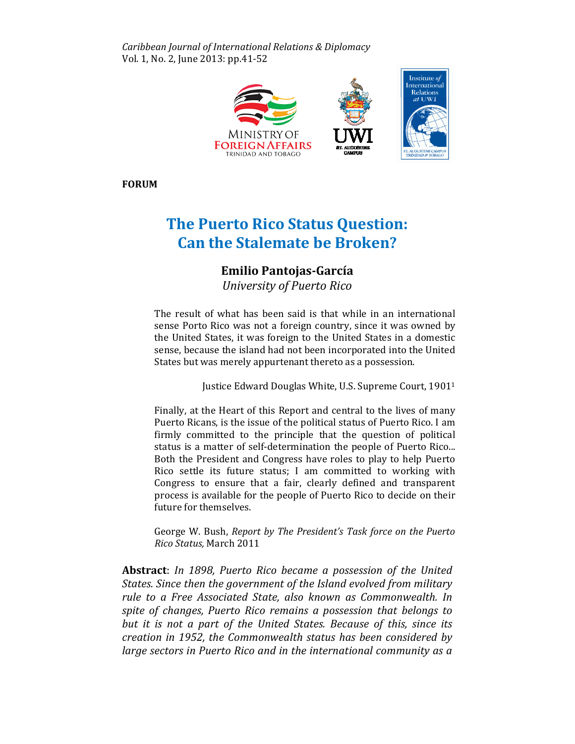FORUM

# The Puerto Rico Status Question: Can the Stalemate be Broken?

**Emilio Pantojas-García**
*University of Puerto Rico*

> The result of what has been said is that while in an international sense Porto Rico was not a foreign country, since it was owned by the United States, it was foreign to the United States in a domestic sense, because the island had not been incorporated into the United States but was merely appurtenant thereto as a possession.
>
> Justice Edward Douglas White, U.S. Supreme Court, 1901[1]

> Finally, at the Heart of this Report and central to the lives of many Puerto Ricans, is the issue of the political status of Puerto Rico. I am firmly committed to the principle that the question of political status is a matter of self-determination the people of Puerto Rico... Both the President and Congress have roles to play to help Puerto Rico settle its future status; I am committed to working with Congress to ensure that a fair, clearly defined and transparent process is available for the people of Puerto Rico to decide on their future for themselves.
>
> George W. Bush, *Report by The President's Task force on the Puerto Rico Status,* March 2011

**Abstract**: *In 1898, Puerto Rico became a possession of the United States. Since then the government of the Island evolved from military rule to a Free Associated State, also known as Commonwealth. In spite of changes, Puerto Rico remains a possession that belongs to but it is not a part of the United States. Because of this, since its creation in 1952, the Commonwealth status has been considered by large sectors in Puerto Rico and in the international community as a*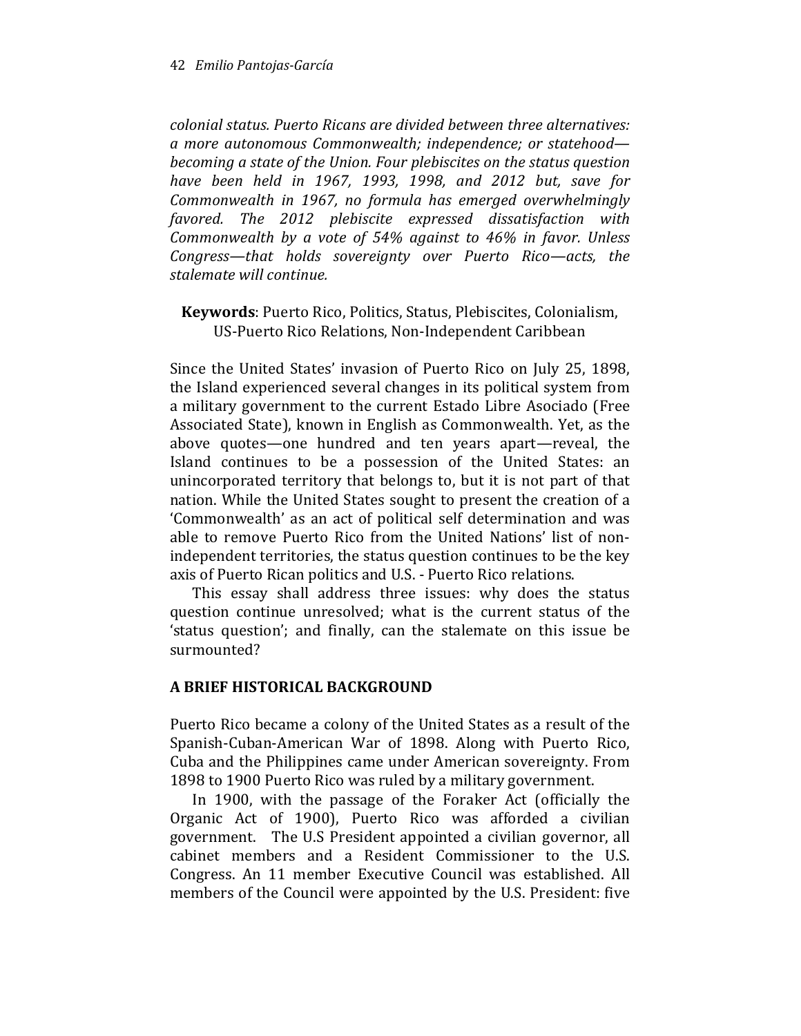*colonial status. Puerto Ricans are divided between three alternatives: a more autonomous Commonwealth; independence; or statehood—becoming a state of the Union. Four plebiscites on the status question have been held in 1967, 1993, 1998, and 2012 but, save for Commonwealth in 1967, no formula has emerged overwhelmingly favored. The 2012 plebiscite expressed dissatisfaction with Commonwealth by a vote of 54% against to 46% in favor. Unless Congress—that holds sovereignty over Puerto Rico—acts, the stalemate will continue.*

**Keywords**: Puerto Rico, Politics, Status, Plebiscites, Colonialism, US-Puerto Rico Relations, Non-Independent Caribbean

Since the United States' invasion of Puerto Rico on July 25, 1898, the Island experienced several changes in its political system from a military government to the current Estado Libre Asociado (Free Associated State), known in English as Commonwealth. Yet, as the above quotes—one hundred and ten years apart—reveal, the Island continues to be a possession of the United States: an unincorporated territory that belongs to, but it is not part of that nation. While the United States sought to present the creation of a 'Commonwealth' as an act of political self determination and was able to remove Puerto Rico from the United Nations' list of non-independent territories, the status question continues to be the key axis of Puerto Rican politics and U.S. - Puerto Rico relations.

This essay shall address three issues: why does the status question continue unresolved; what is the current status of the 'status question'; and finally, can the stalemate on this issue be surmounted?

## A BRIEF HISTORICAL BACKGROUND

Puerto Rico became a colony of the United States as a result of the Spanish-Cuban-American War of 1898. Along with Puerto Rico, Cuba and the Philippines came under American sovereignty. From 1898 to 1900 Puerto Rico was ruled by a military government.

In 1900, with the passage of the Foraker Act (officially the Organic Act of 1900), Puerto Rico was afforded a civilian government. The U.S President appointed a civilian governor, all cabinet members and a Resident Commissioner to the U.S. Congress. An 11 member Executive Council was established. All members of the Council were appointed by the U.S. President: five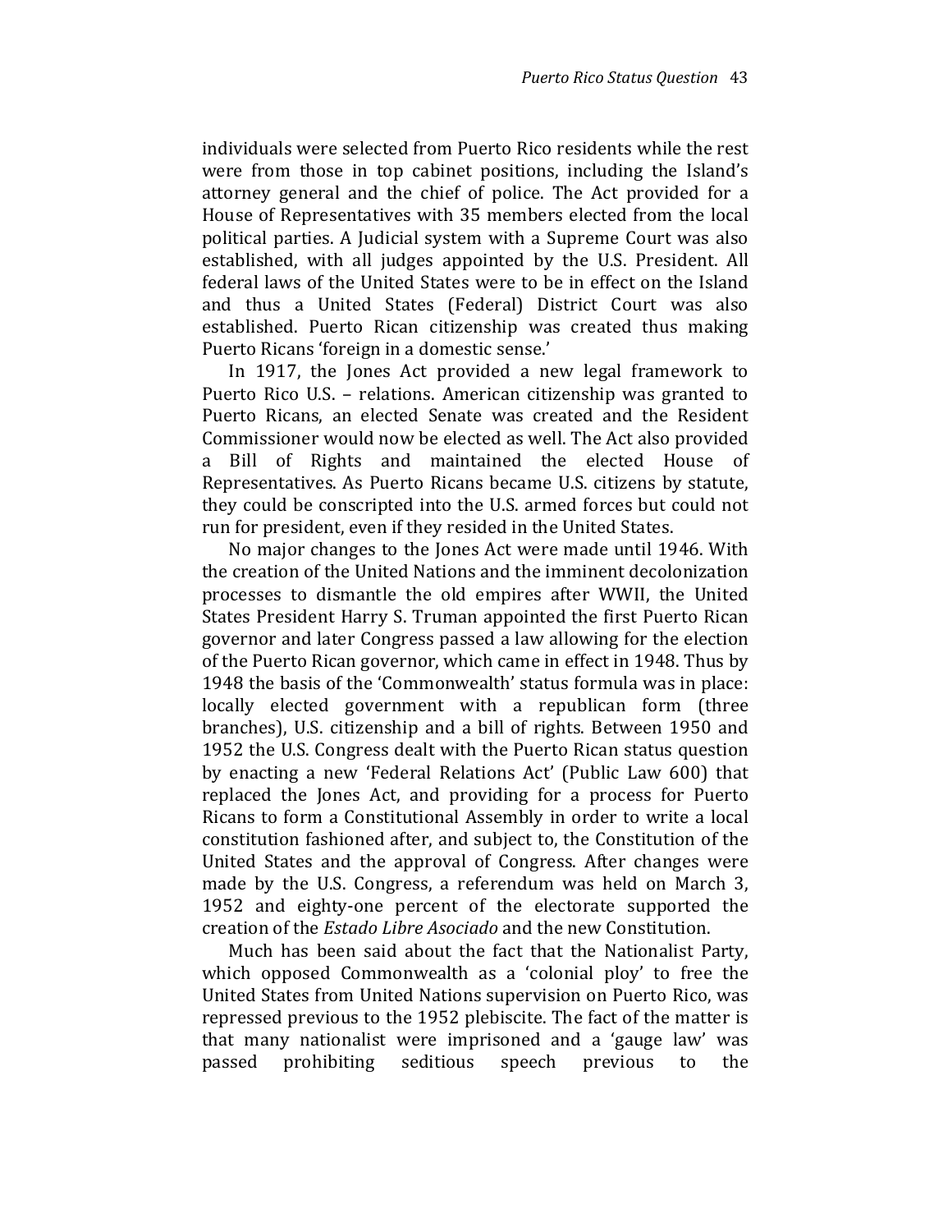individuals were selected from Puerto Rico residents while the rest were from those in top cabinet positions, including the Island's attorney general and the chief of police. The Act provided for a House of Representatives with 35 members elected from the local political parties. A Judicial system with a Supreme Court was also established, with all judges appointed by the U.S. President. All federal laws of the United States were to be in effect on the Island and thus a United States (Federal) District Court was also established. Puerto Rican citizenship was created thus making Puerto Ricans 'foreign in a domestic sense.'

In 1917, the Jones Act provided a new legal framework to Puerto Rico U.S. – relations. American citizenship was granted to Puerto Ricans, an elected Senate was created and the Resident Commissioner would now be elected as well. The Act also provided a Bill of Rights and maintained the elected House of Representatives. As Puerto Ricans became U.S. citizens by statute, they could be conscripted into the U.S. armed forces but could not run for president, even if they resided in the United States.

No major changes to the Jones Act were made until 1946. With the creation of the United Nations and the imminent decolonization processes to dismantle the old empires after WWII, the United States President Harry S. Truman appointed the first Puerto Rican governor and later Congress passed a law allowing for the election of the Puerto Rican governor, which came in effect in 1948. Thus by 1948 the basis of the 'Commonwealth' status formula was in place: locally elected government with a republican form (three branches), U.S. citizenship and a bill of rights. Between 1950 and 1952 the U.S. Congress dealt with the Puerto Rican status question by enacting a new 'Federal Relations Act' (Public Law 600) that replaced the Jones Act, and providing for a process for Puerto Ricans to form a Constitutional Assembly in order to write a local constitution fashioned after, and subject to, the Constitution of the United States and the approval of Congress. After changes were made by the U.S. Congress, a referendum was held on March 3, 1952 and eighty-one percent of the electorate supported the creation of the *Estado Libre Asociado* and the new Constitution.

Much has been said about the fact that the Nationalist Party, which opposed Commonwealth as a 'colonial ploy' to free the United States from United Nations supervision on Puerto Rico, was repressed previous to the 1952 plebiscite. The fact of the matter is that many nationalist were imprisoned and a 'gauge law' was passed prohibiting seditious speech previous to the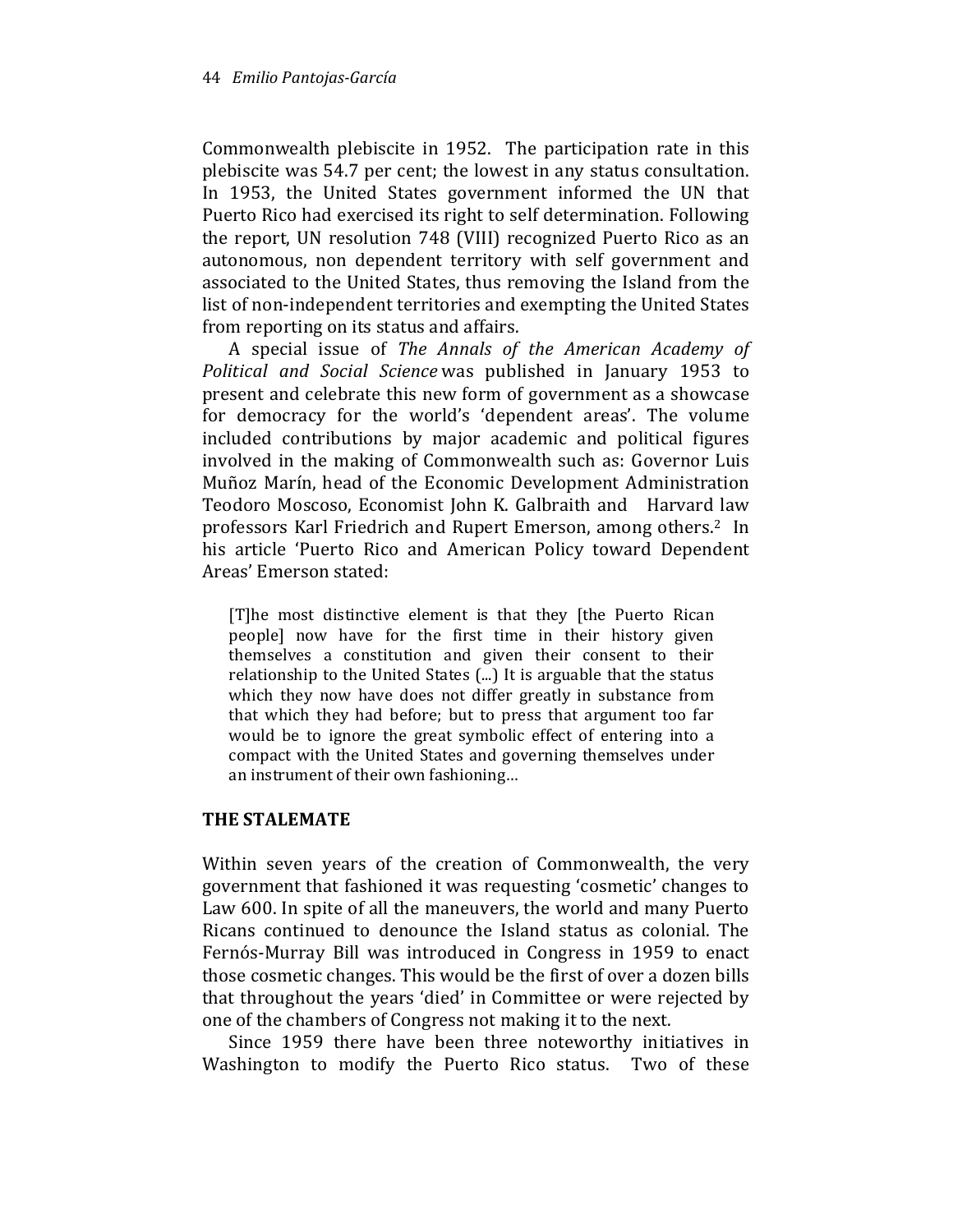Commonwealth plebiscite in 1952. The participation rate in this plebiscite was 54.7 per cent; the lowest in any status consultation. In 1953, the United States government informed the UN that Puerto Rico had exercised its right to self determination. Following the report, UN resolution 748 (VIII) recognized Puerto Rico as an autonomous, non dependent territory with self government and associated to the United States, thus removing the Island from the list of non-independent territories and exempting the United States from reporting on its status and affairs.

A special issue of *The Annals of the American Academy of Political and Social Science* was published in January 1953 to present and celebrate this new form of government as a showcase for democracy for the world's 'dependent areas'. The volume included contributions by major academic and political figures involved in the making of Commonwealth such as: Governor Luis Muñoz Marín, head of the Economic Development Administration Teodoro Moscoso, Economist John K. Galbraith and Harvard law professors Karl Friedrich and Rupert Emerson, among others.[2] In his article 'Puerto Rico and American Policy toward Dependent Areas' Emerson stated:

> [T]he most distinctive element is that they [the Puerto Rican people] now have for the first time in their history given themselves a constitution and given their consent to their relationship to the United States (...) It is arguable that the status which they now have does not differ greatly in substance from that which they had before; but to press that argument too far would be to ignore the great symbolic effect of entering into a compact with the United States and governing themselves under an instrument of their own fashioning…

## THE STALEMATE

Within seven years of the creation of Commonwealth, the very government that fashioned it was requesting 'cosmetic' changes to Law 600. In spite of all the maneuvers, the world and many Puerto Ricans continued to denounce the Island status as colonial. The Fernós-Murray Bill was introduced in Congress in 1959 to enact those cosmetic changes. This would be the first of over a dozen bills that throughout the years 'died' in Committee or were rejected by one of the chambers of Congress not making it to the next.

Since 1959 there have been three noteworthy initiatives in Washington to modify the Puerto Rico status. Two of these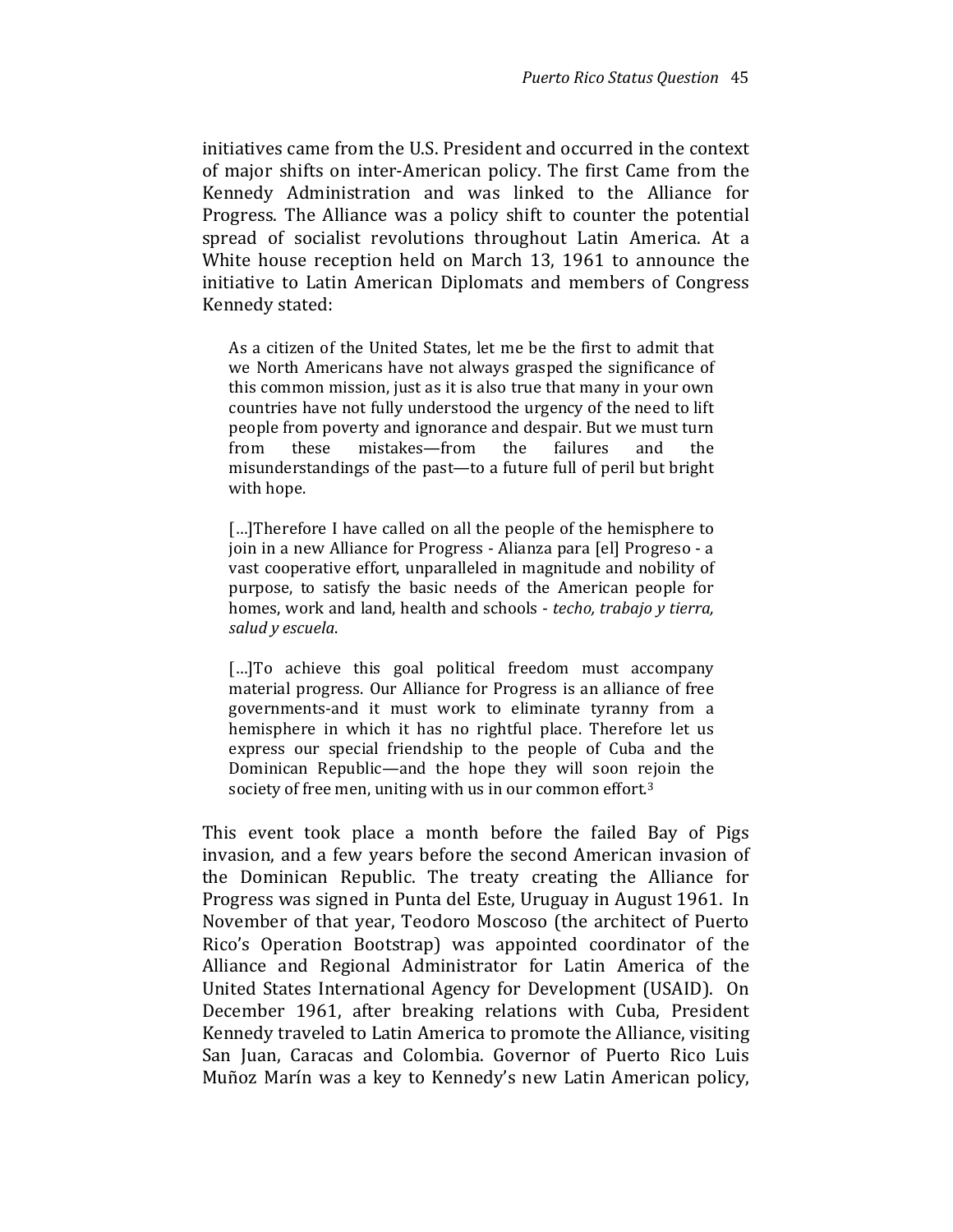initiatives came from the U.S. President and occurred in the context of major shifts on inter-American policy. The first Came from the Kennedy Administration and was linked to the Alliance for Progress. The Alliance was a policy shift to counter the potential spread of socialist revolutions throughout Latin America. At a White house reception held on March 13, 1961 to announce the initiative to Latin American Diplomats and members of Congress Kennedy stated:

> As a citizen of the United States, let me be the first to admit that we North Americans have not always grasped the significance of this common mission, just as it is also true that many in your own countries have not fully understood the urgency of the need to lift people from poverty and ignorance and despair. But we must turn from these mistakes—from the failures and the misunderstandings of the past—to a future full of peril but bright with hope.
>
> […]Therefore I have called on all the people of the hemisphere to join in a new Alliance for Progress - Alianza para [el] Progreso - a vast cooperative effort, unparalleled in magnitude and nobility of purpose, to satisfy the basic needs of the American people for homes, work and land, health and schools - *techo, trabajo y tierra, salud y escuela*.
>
> […]To achieve this goal political freedom must accompany material progress. Our Alliance for Progress is an alliance of free governments-and it must work to eliminate tyranny from a hemisphere in which it has no rightful place. Therefore let us express our special friendship to the people of Cuba and the Dominican Republic—and the hope they will soon rejoin the society of free men, uniting with us in our common effort.[3]

This event took place a month before the failed Bay of Pigs invasion, and a few years before the second American invasion of the Dominican Republic. The treaty creating the Alliance for Progress was signed in Punta del Este, Uruguay in August 1961. In November of that year, Teodoro Moscoso (the architect of Puerto Rico's Operation Bootstrap) was appointed coordinator of the Alliance and Regional Administrator for Latin America of the United States International Agency for Development (USAID). On December 1961, after breaking relations with Cuba, President Kennedy traveled to Latin America to promote the Alliance, visiting San Juan, Caracas and Colombia. Governor of Puerto Rico Luis Muñoz Marín was a key to Kennedy's new Latin American policy,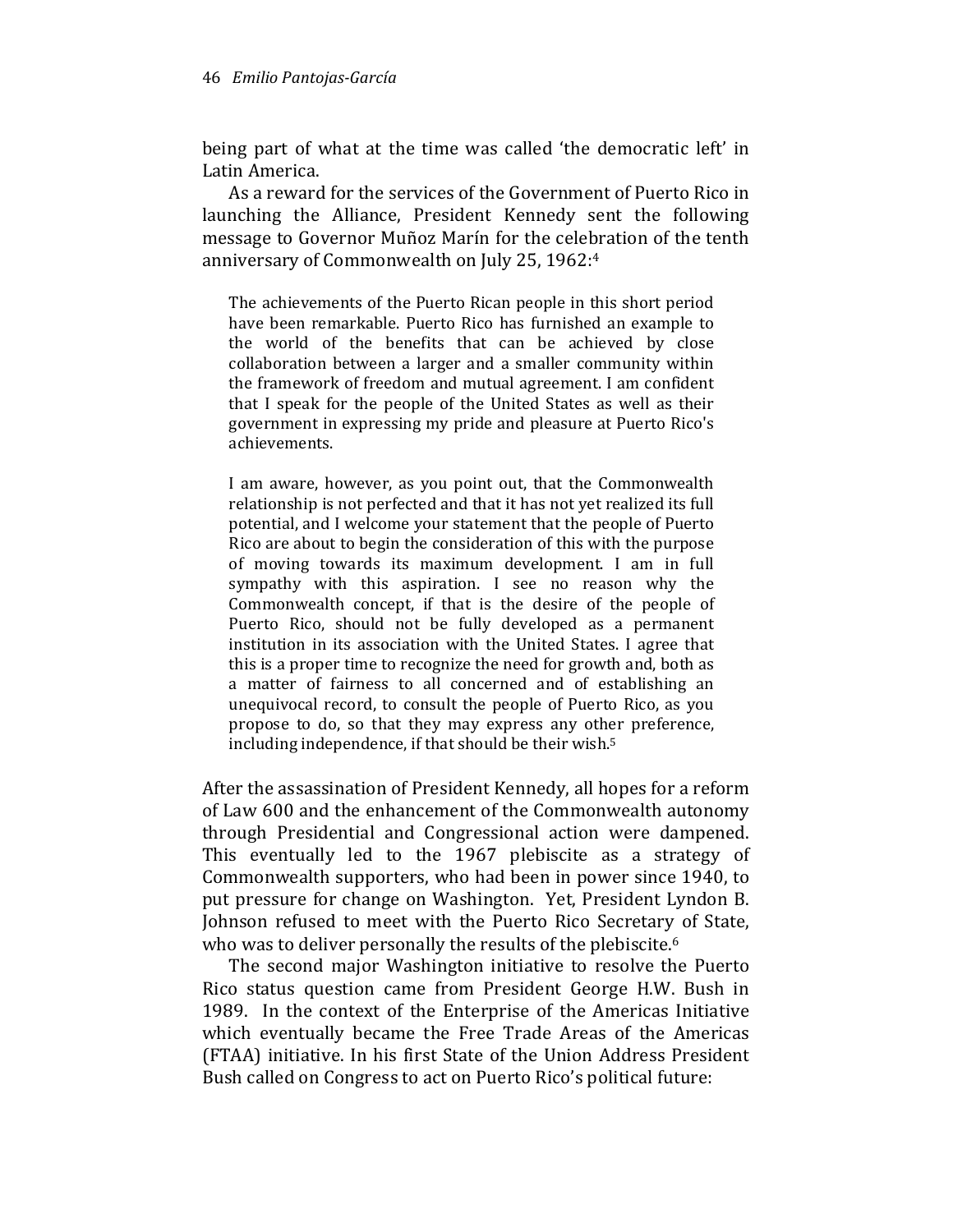being part of what at the time was called 'the democratic left' in Latin America.

As a reward for the services of the Government of Puerto Rico in launching the Alliance, President Kennedy sent the following message to Governor Muñoz Marín for the celebration of the tenth anniversary of Commonwealth on July 25, 1962:[4]

> The achievements of the Puerto Rican people in this short period have been remarkable. Puerto Rico has furnished an example to the world of the benefits that can be achieved by close collaboration between a larger and a smaller community within the framework of freedom and mutual agreement. I am confident that I speak for the people of the United States as well as their government in expressing my pride and pleasure at Puerto Rico's achievements.
>
> I am aware, however, as you point out, that the Commonwealth relationship is not perfected and that it has not yet realized its full potential, and I welcome your statement that the people of Puerto Rico are about to begin the consideration of this with the purpose of moving towards its maximum development. I am in full sympathy with this aspiration. I see no reason why the Commonwealth concept, if that is the desire of the people of Puerto Rico, should not be fully developed as a permanent institution in its association with the United States. I agree that this is a proper time to recognize the need for growth and, both as a matter of fairness to all concerned and of establishing an unequivocal record, to consult the people of Puerto Rico, as you propose to do, so that they may express any other preference, including independence, if that should be their wish.[5]

After the assassination of President Kennedy, all hopes for a reform of Law 600 and the enhancement of the Commonwealth autonomy through Presidential and Congressional action were dampened. This eventually led to the 1967 plebiscite as a strategy of Commonwealth supporters, who had been in power since 1940, to put pressure for change on Washington. Yet, President Lyndon B. Johnson refused to meet with the Puerto Rico Secretary of State, who was to deliver personally the results of the plebiscite.[6]

The second major Washington initiative to resolve the Puerto Rico status question came from President George H.W. Bush in 1989. In the context of the Enterprise of the Americas Initiative which eventually became the Free Trade Areas of the Americas (FTAA) initiative. In his first State of the Union Address President Bush called on Congress to act on Puerto Rico's political future: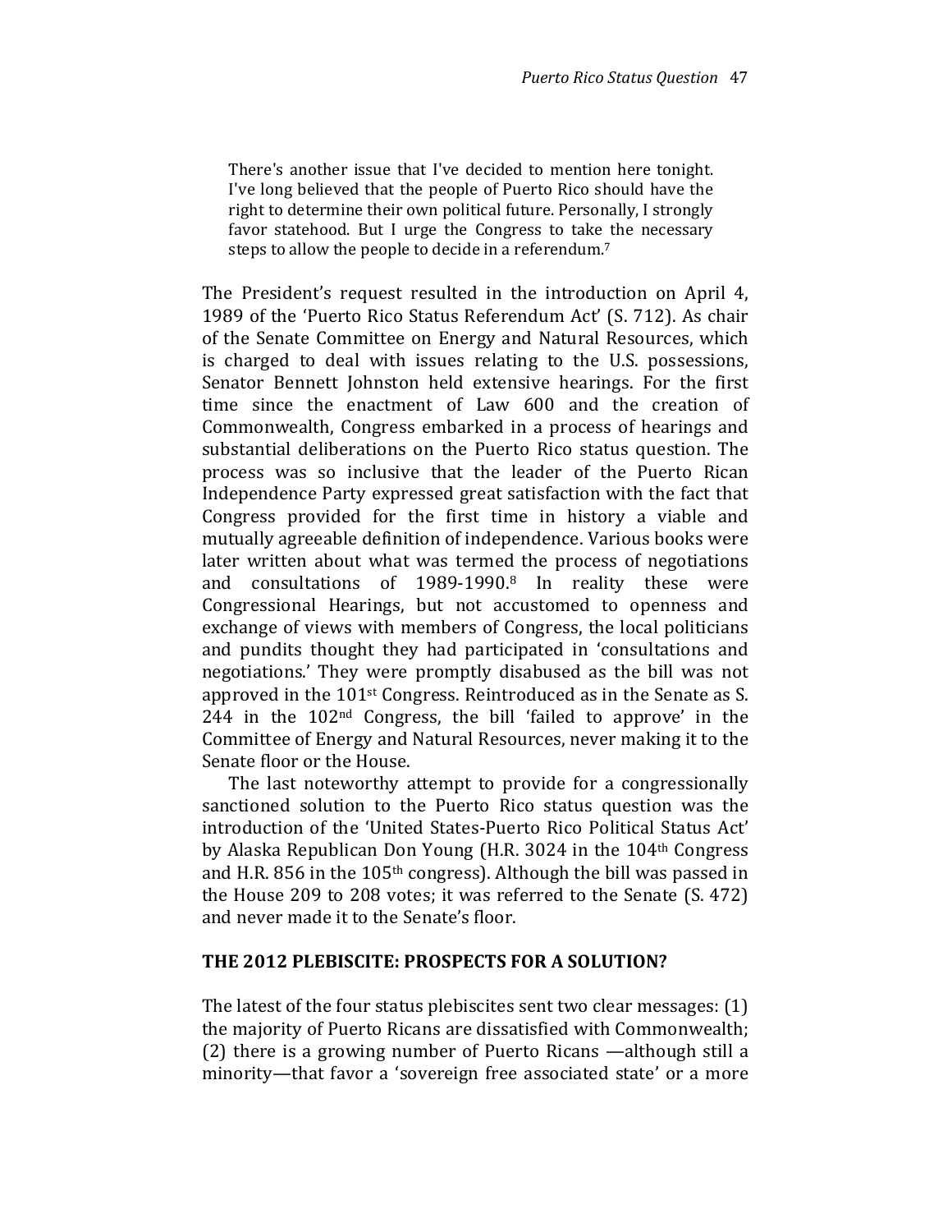> There's another issue that I've decided to mention here tonight. I've long believed that the people of Puerto Rico should have the right to determine their own political future. Personally, I strongly favor statehood. But I urge the Congress to take the necessary steps to allow the people to decide in a referendum.[7]

The President's request resulted in the introduction on April 4, 1989 of the 'Puerto Rico Status Referendum Act' (S. 712). As chair of the Senate Committee on Energy and Natural Resources, which is charged to deal with issues relating to the U.S. possessions, Senator Bennett Johnston held extensive hearings. For the first time since the enactment of Law 600 and the creation of Commonwealth, Congress embarked in a process of hearings and substantial deliberations on the Puerto Rico status question. The process was so inclusive that the leader of the Puerto Rican Independence Party expressed great satisfaction with the fact that Congress provided for the first time in history a viable and mutually agreeable definition of independence. Various books were later written about what was termed the process of negotiations and consultations of 1989-1990.[8] In reality these were Congressional Hearings, but not accustomed to openness and exchange of views with members of Congress, the local politicians and pundits thought they had participated in 'consultations and negotiations.' They were promptly disabused as the bill was not approved in the 101st Congress. Reintroduced as in the Senate as S. 244 in the 102nd Congress, the bill 'failed to approve' in the Committee of Energy and Natural Resources, never making it to the Senate floor or the House.

The last noteworthy attempt to provide for a congressionally sanctioned solution to the Puerto Rico status question was the introduction of the 'United States-Puerto Rico Political Status Act' by Alaska Republican Don Young (H.R. 3024 in the 104th Congress and H.R. 856 in the 105th congress). Although the bill was passed in the House 209 to 208 votes; it was referred to the Senate (S. 472) and never made it to the Senate's floor.

## THE 2012 PLEBISCITE: PROSPECTS FOR A SOLUTION?

The latest of the four status plebiscites sent two clear messages: (1) the majority of Puerto Ricans are dissatisfied with Commonwealth; (2) there is a growing number of Puerto Ricans —although still a minority—that favor a 'sovereign free associated state' or a more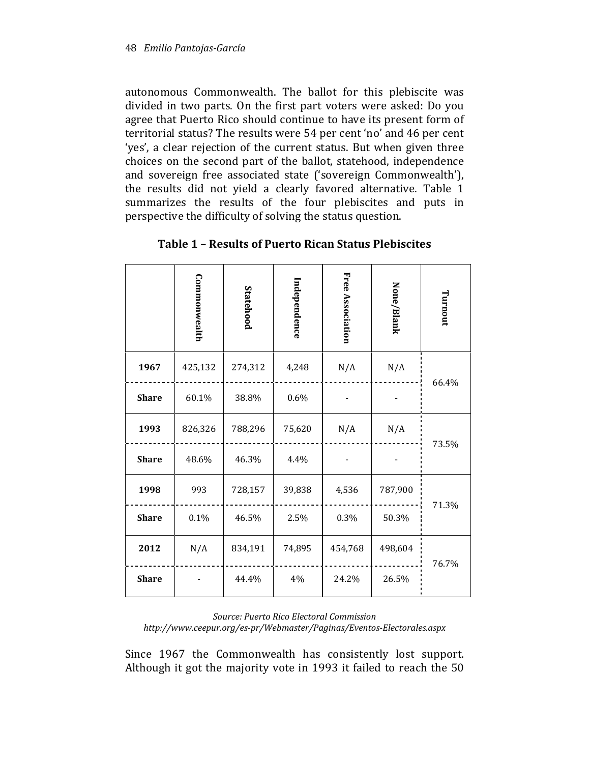autonomous Commonwealth. The ballot for this plebiscite was divided in two parts. On the first part voters were asked: Do you agree that Puerto Rico should continue to have its present form of territorial status? The results were 54 per cent 'no' and 46 per cent 'yes', a clear rejection of the current status. But when given three choices on the second part of the ballot, statehood, independence and sovereign free associated state ('sovereign Commonwealth'), the results did not yield a clearly favored alternative. Table 1 summarizes the results of the four plebiscites and puts in perspective the difficulty of solving the status question.

**Table 1 – Results of Puerto Rican Status Plebiscites**

| | Commonwealth | Statehood | Independence | Free Association | None/Blank | Turnout |
|---|---|---|---|---|---|---|
| **1967** | 425,132 | 274,312 | 4,248 | N/A | N/A | 66.4% |
| **Share** | 60.1% | 38.8% | 0.6% | - | - | |
| **1993** | 826,326 | 788,296 | 75,620 | N/A | N/A | 73.5% |
| **Share** | 48.6% | 46.3% | 4.4% | - | - | |
| **1998** | 993 | 728,157 | 39,838 | 4,536 | 787,900 | 71.3% |
| **Share** | 0.1% | 46.5% | 2.5% | 0.3% | 50.3% | |
| **2012** | N/A | 834,191 | 74,895 | 454,768 | 498,604 | 76.7% |
| **Share** | - | 44.4% | 4% | 24.2% | 26.5% | |

*Source: Puerto Rico Electoral Commission*
*http://www.ceepur.org/es-pr/Webmaster/Paginas/Eventos-Electorales.aspx*

Since 1967 the Commonwealth has consistently lost support. Although it got the majority vote in 1993 it failed to reach the 50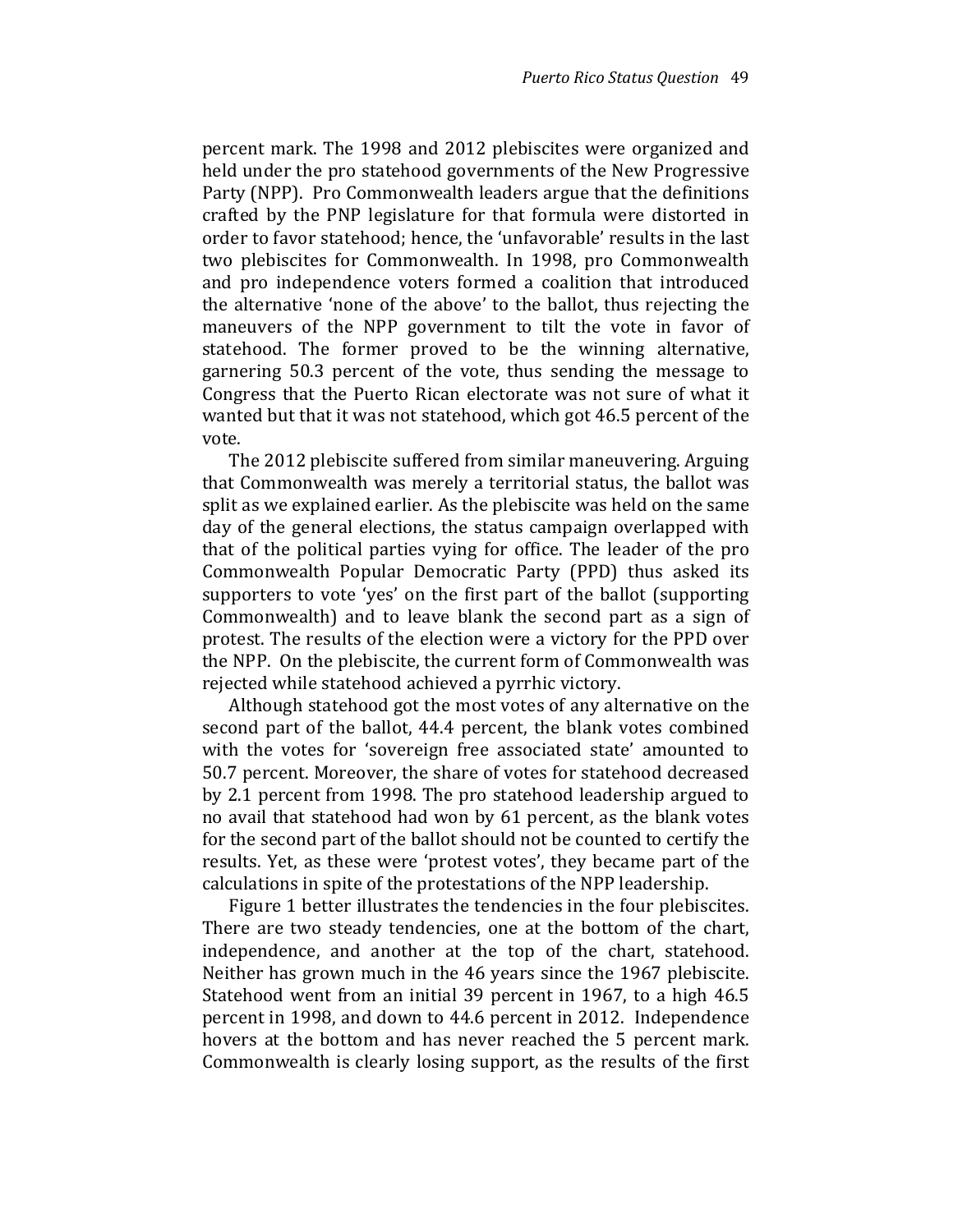percent mark. The 1998 and 2012 plebiscites were organized and held under the pro statehood governments of the New Progressive Party (NPP). Pro Commonwealth leaders argue that the definitions crafted by the PNP legislature for that formula were distorted in order to favor statehood; hence, the 'unfavorable' results in the last two plebiscites for Commonwealth. In 1998, pro Commonwealth and pro independence voters formed a coalition that introduced the alternative 'none of the above' to the ballot, thus rejecting the maneuvers of the NPP government to tilt the vote in favor of statehood. The former proved to be the winning alternative, garnering 50.3 percent of the vote, thus sending the message to Congress that the Puerto Rican electorate was not sure of what it wanted but that it was not statehood, which got 46.5 percent of the vote.

The 2012 plebiscite suffered from similar maneuvering. Arguing that Commonwealth was merely a territorial status, the ballot was split as we explained earlier. As the plebiscite was held on the same day of the general elections, the status campaign overlapped with that of the political parties vying for office. The leader of the pro Commonwealth Popular Democratic Party (PPD) thus asked its supporters to vote 'yes' on the first part of the ballot (supporting Commonwealth) and to leave blank the second part as a sign of protest. The results of the election were a victory for the PPD over the NPP. On the plebiscite, the current form of Commonwealth was rejected while statehood achieved a pyrrhic victory.

Although statehood got the most votes of any alternative on the second part of the ballot, 44.4 percent, the blank votes combined with the votes for 'sovereign free associated state' amounted to 50.7 percent. Moreover, the share of votes for statehood decreased by 2.1 percent from 1998. The pro statehood leadership argued to no avail that statehood had won by 61 percent, as the blank votes for the second part of the ballot should not be counted to certify the results. Yet, as these were 'protest votes', they became part of the calculations in spite of the protestations of the NPP leadership.

Figure 1 better illustrates the tendencies in the four plebiscites. There are two steady tendencies, one at the bottom of the chart, independence, and another at the top of the chart, statehood. Neither has grown much in the 46 years since the 1967 plebiscite. Statehood went from an initial 39 percent in 1967, to a high 46.5 percent in 1998, and down to 44.6 percent in 2012. Independence hovers at the bottom and has never reached the 5 percent mark. Commonwealth is clearly losing support, as the results of the first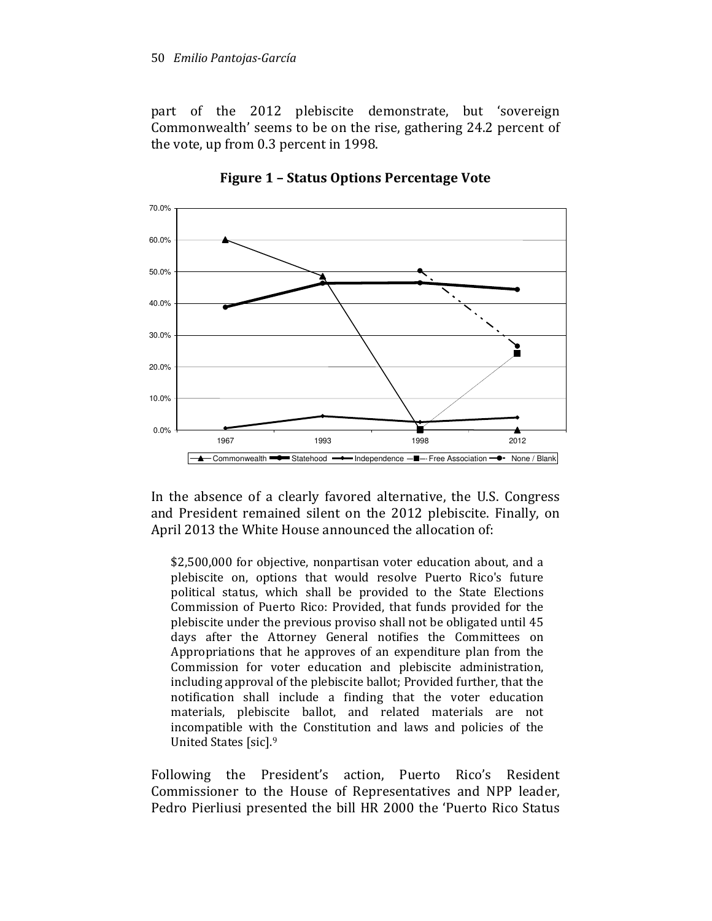part of the 2012 plebiscite demonstrate, but 'sovereign Commonwealth' seems to be on the rise, gathering 24.2 percent of the vote, up from 0.3 percent in 1998.

**Figure 1 – Status Options Percentage Vote**

In the absence of a clearly favored alternative, the U.S. Congress and President remained silent on the 2012 plebiscite. Finally, on April 2013 the White House announced the allocation of:

> $2,500,000 for objective, nonpartisan voter education about, and a plebiscite on, options that would resolve Puerto Rico's future political status, which shall be provided to the State Elections Commission of Puerto Rico: Provided, that funds provided for the plebiscite under the previous proviso shall not be obligated until 45 days after the Attorney General notifies the Committees on Appropriations that he approves of an expenditure plan from the Commission for voter education and plebiscite administration, including approval of the plebiscite ballot; Provided further, that the notification shall include a finding that the voter education materials, plebiscite ballot, and related materials are not incompatible with the Constitution and laws and policies of the United States [sic].[9]

Following the President's action, Puerto Rico's Resident Commissioner to the House of Representatives and NPP leader, Pedro Pierliusi presented the bill HR 2000 the 'Puerto Rico Status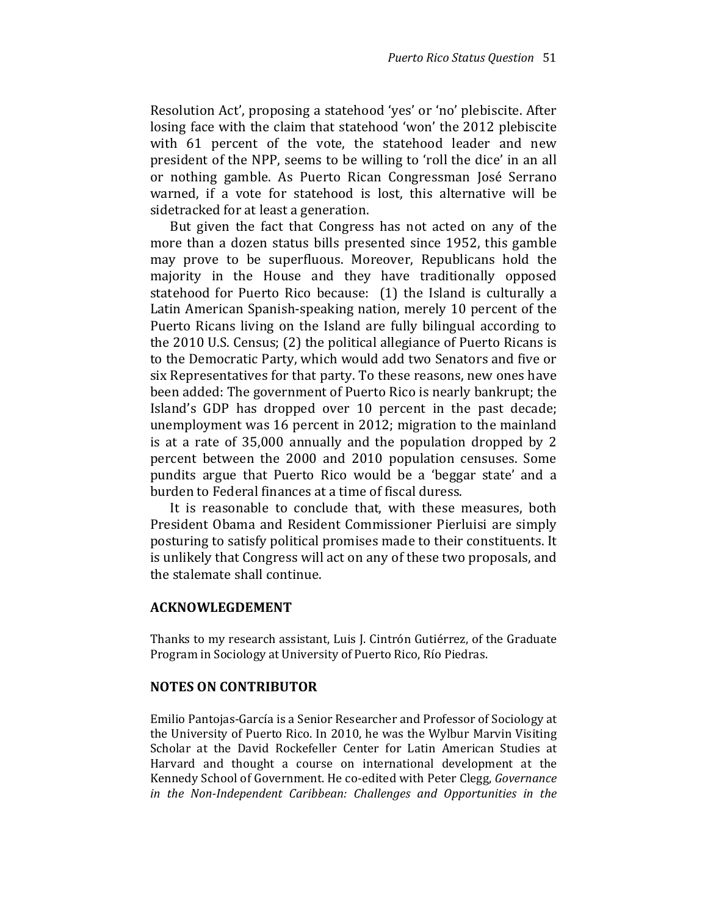Resolution Act', proposing a statehood 'yes' or 'no' plebiscite. After losing face with the claim that statehood 'won' the 2012 plebiscite with 61 percent of the vote, the statehood leader and new president of the NPP, seems to be willing to 'roll the dice' in an all or nothing gamble. As Puerto Rican Congressman José Serrano warned, if a vote for statehood is lost, this alternative will be sidetracked for at least a generation.

But given the fact that Congress has not acted on any of the more than a dozen status bills presented since 1952, this gamble may prove to be superfluous. Moreover, Republicans hold the majority in the House and they have traditionally opposed statehood for Puerto Rico because: (1) the Island is culturally a Latin American Spanish-speaking nation, merely 10 percent of the Puerto Ricans living on the Island are fully bilingual according to the 2010 U.S. Census; (2) the political allegiance of Puerto Ricans is to the Democratic Party, which would add two Senators and five or six Representatives for that party. To these reasons, new ones have been added: The government of Puerto Rico is nearly bankrupt; the Island's GDP has dropped over 10 percent in the past decade; unemployment was 16 percent in 2012; migration to the mainland is at a rate of 35,000 annually and the population dropped by 2 percent between the 2000 and 2010 population censuses. Some pundits argue that Puerto Rico would be a 'beggar state' and a burden to Federal finances at a time of fiscal duress.

It is reasonable to conclude that, with these measures, both President Obama and Resident Commissioner Pierluisi are simply posturing to satisfy political promises made to their constituents. It is unlikely that Congress will act on any of these two proposals, and the stalemate shall continue.

## ACKNOWLEGDEMENT

Thanks to my research assistant, Luis J. Cintrón Gutiérrez, of the Graduate Program in Sociology at University of Puerto Rico, Río Piedras.

## NOTES ON CONTRIBUTOR

Emilio Pantojas-García is a Senior Researcher and Professor of Sociology at the University of Puerto Rico. In 2010, he was the Wylbur Marvin Visiting Scholar at the David Rockefeller Center for Latin American Studies at Harvard and thought a course on international development at the Kennedy School of Government. He co-edited with Peter Clegg, *Governance in the Non-Independent Caribbean: Challenges and Opportunities in the*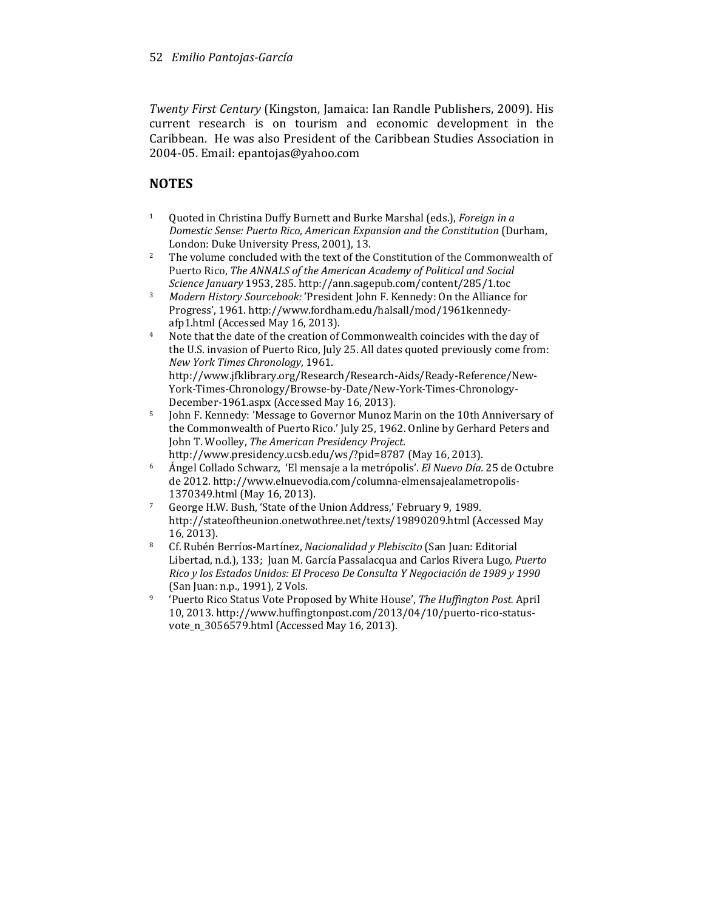*Twenty First Century* (Kingston, Jamaica: Ian Randle Publishers, 2009). His current research is on tourism and economic development in the Caribbean. He was also President of the Caribbean Studies Association in 2004-05. Email: epantojas@yahoo.com

## NOTES

[1] Quoted in Christina Duffy Burnett and Burke Marshal (eds.), *Foreign in a Domestic Sense: Puerto Rico, American Expansion and the Constitution* (Durham, London: Duke University Press, 2001), 13.

[2] The volume concluded with the text of the Constitution of the Commonwealth of Puerto Rico, *The ANNALS of the American Academy of Political and Social Science January* 1953, 285. http://ann.sagepub.com/content/285/1.toc

[3] *Modern History Sourcebook:* 'President John F. Kennedy: On the Alliance for Progress', 1961. http://www.fordham.edu/halsall/mod/1961kennedy-afp1.html (Accessed May 16, 2013).

[4] Note that the date of the creation of Commonwealth coincides with the day of the U.S. invasion of Puerto Rico, July 25. All dates quoted previously come from: *New York Times Chronology*, 1961. http://www.jfklibrary.org/Research/Research-Aids/Ready-Reference/New-York-Times-Chronology/Browse-by-Date/New-York-Times-Chronology-December-1961.aspx (Accessed May 16, 2013).

[5] John F. Kennedy: 'Message to Governor Munoz Marin on the 10th Anniversary of the Commonwealth of Puerto Rico.' July 25, 1962. Online by Gerhard Peters and John T. Woolley, *The American Presidency Project*. http://www.presidency.ucsb.edu/ws/?pid=8787 (May 16, 2013).

[6] Ángel Collado Schwarz, 'El mensaje a la metrópolis'. *El Nuevo Día.* 25 de Octubre de 2012. http://www.elnuevodia.com/columna-elmensajealametropolis-1370349.html (May 16, 2013).

[7] George H.W. Bush, 'State of the Union Address,' February 9, 1989. http://stateoftheunion.onetwothree.net/texts/19890209.html (Accessed May 16, 2013).

[8] Cf. Rubén Berríos-Martínez, *Nacionalidad y Plebiscito* (San Juan: Editorial Libertad, n.d.), 133; Juan M. García Passalacqua and Carlos Rivera Lugo, *Puerto Rico y los Estados Unidos: El Proceso De Consulta Y Negociación de 1989 y 1990* (San Juan: n.p., 1991), 2 Vols.

[9] 'Puerto Rico Status Vote Proposed by White House', *The Huffington Post.* April 10, 2013. http://www.huffingtonpost.com/2013/04/10/puerto-rico-status-vote_n_3056579.html (Accessed May 16, 2013).